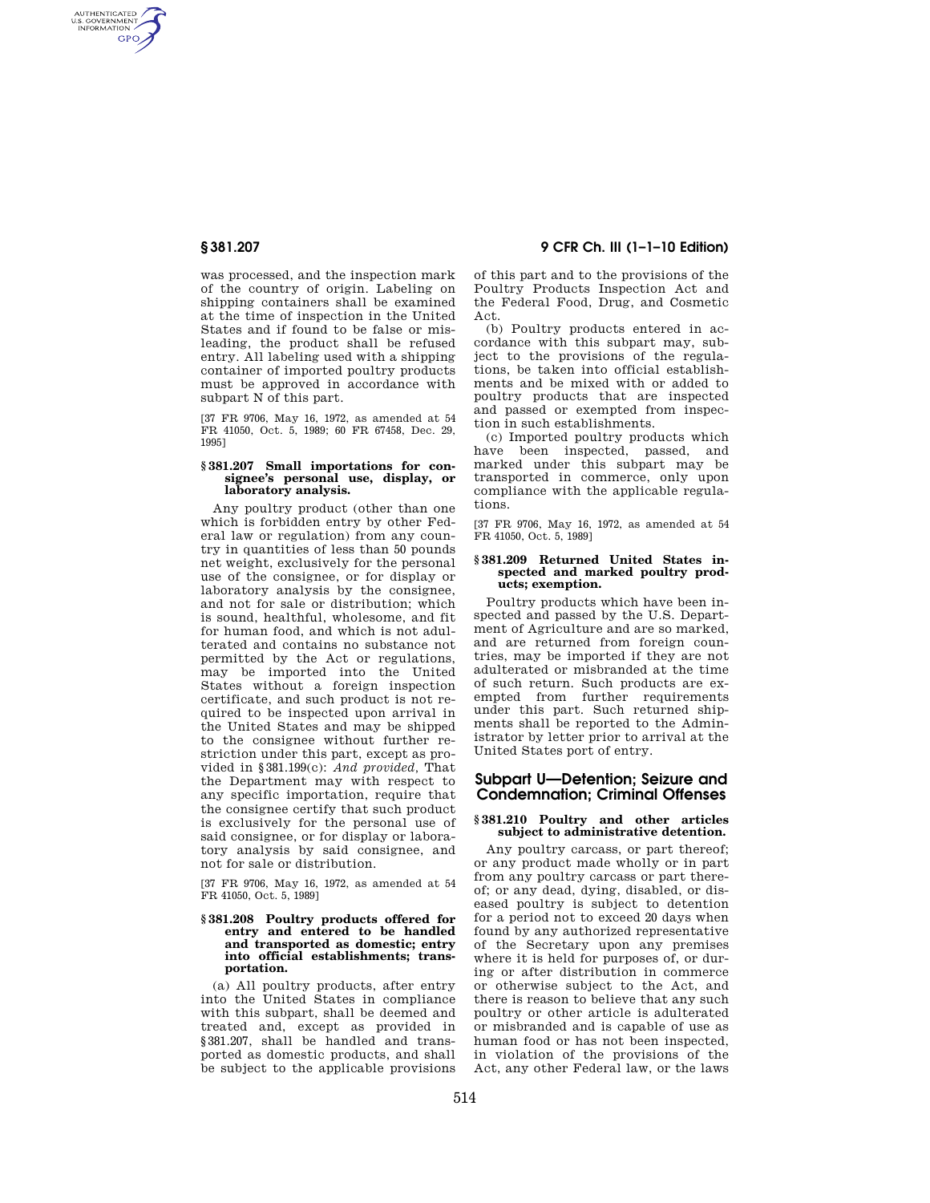was processed, and the inspection mark of the country of origin. Labeling on shipping containers shall be examined at the time of inspection in the United States and if found to be false or misleading, the product shall be refused entry. All labeling used with a shipping container of imported poultry products must be approved in accordance with subpart N of this part.

[37 FR 9706, May 16, 1972, as amended at 54 FR 41050, Oct. 5, 1989; 60 FR 67458, Dec. 29, 1995]

### § 381.207 Small importations for consignee's personal use, display, or laboratory analysis.

Any poultry product (other than one which is forbidden entry by other Federal law or regulation) from any country in quantities of less than 50 pounds net weight, exclusively for the personal use of the consignee, or for display or laboratory analysis by the consignee, and not for sale or distribution; which is sound, healthful, wholesome, and fit for human food, and which is not adulterated and contains no substance not permitted by the Act or regulations, may be imported into the United States without a foreign inspection certificate, and such product is not required to be inspected upon arrival in the United States and may be shipped to the consignee without further restriction under this part, except as provided in §381.199(c): *And provided,* That the Department may with respect to any specific importation, require that the consignee certify that such product is exclusively for the personal use of said consignee, or for display or laboratory analysis by said consignee, and not for sale or distribution.

[37 FR 9706, May 16, 1972, as amended at 54 FR 41050, Oct. 5, 1989]

### § 381.208 Poultry products offered for entry and entered to be handled and transported as domestic; entry into official establishments; transportation.

(a) All poultry products, after entry into the United States in compliance with this subpart, shall be deemed and treated and, except as provided in §381.207, shall be handled and transported as domestic products, and shall be subject to the applicable provisions of this part and to the provisions of the Poultry Products Inspection Act and the Federal Food, Drug, and Cosmetic Act.

(b) Poultry products entered in accordance with this subpart may, subject to the provisions of the regulations, be taken into official establishments and be mixed with or added to poultry products that are inspected and passed or exempted from inspection in such establishments.

(c) Imported poultry products which have been inspected, passed, and marked under this subpart may be transported in commerce, only upon compliance with the applicable regulations.

[37 FR 9706, May 16, 1972, as amended at 54 FR 41050, Oct. 5, 1989]

### § 381.209 Returned United States inspected and marked poultry products; exemption.

Poultry products which have been inspected and passed by the U.S. Department of Agriculture and are so marked, and are returned from foreign countries, may be imported if they are not adulterated or misbranded at the time of such return. Such products are exempted from further requirements under this part. Such returned shipments shall be reported to the Administrator by letter prior to arrival at the United States port of entry.

## Subpart U—Detention; Seizure and Condemnation; Criminal Offenses

### § 381.210 Poultry and other articles subject to administrative detention.

Any poultry carcass, or part thereof; or any product made wholly or in part from any poultry carcass or part thereof; or any dead, dying, disabled, or diseased poultry is subject to detention for a period not to exceed 20 days when found by any authorized representative of the Secretary upon any premises where it is held for purposes of, or during or after distribution in commerce or otherwise subject to the Act, and there is reason to believe that any such poultry or other article is adulterated or misbranded and is capable of use as human food or has not been inspected, in violation of the provisions of the Act, any other Federal law, or the laws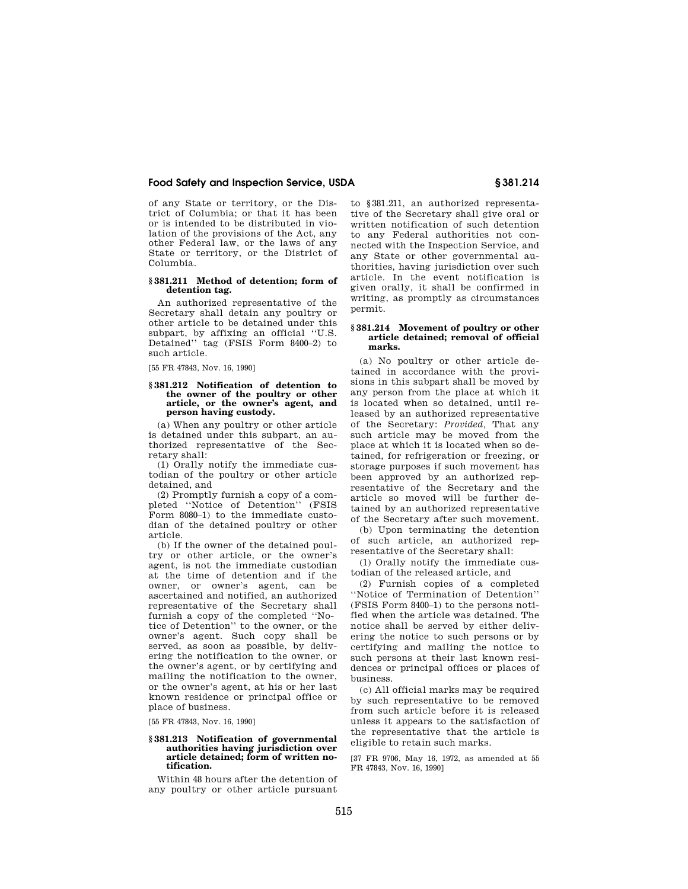of any State or territory, or the District of Columbia; or that it has been or is intended to be distributed in violation of the provisions of the Act, any other Federal law, or the laws of any State or territory, or the District of Columbia.

### § 381.211 Method of detention; form of detention tag.

An authorized representative of the Secretary shall detain any poultry or other article to be detained under this subpart, by affixing an official ''U.S. Detained'' tag (FSIS Form 8400–2) to such article.

[55 FR 47843, Nov. 16, 1990]

### § 381.212 Notification of detention to the owner of the poultry or other article, or the owner's agent, and person having custody.

(a) When any poultry or other article is detained under this subpart, an authorized representative of the Secretary shall:

(1) Orally notify the immediate custodian of the poultry or other article detained, and

(2) Promptly furnish a copy of a completed ''Notice of Detention'' (FSIS Form 8080–1) to the immediate custodian of the detained poultry or other article.

(b) If the owner of the detained poultry or other article, or the owner's agent, is not the immediate custodian at the time of detention and if the owner, or owner's agent, can be ascertained and notified, an authorized representative of the Secretary shall furnish a copy of the completed ''Notice of Detention'' to the owner, or the owner's agent. Such copy shall be served, as soon as possible, by delivering the notification to the owner, or the owner's agent, or by certifying and mailing the notification to the owner, or the owner's agent, at his or her last known residence or principal office or place of business.

[55 FR 47843, Nov. 16, 1990]

### § 381.213 Notification of governmental authorities having jurisdiction over article detained; form of written notification.

Within 48 hours after the detention of any poultry or other article pursuant to § 381.211, an authorized representative of the Secretary shall give oral or written notification of such detention to any Federal authorities not connected with the Inspection Service, and any State or other governmental authorities, having jurisdiction over such article. In the event notification is given orally, it shall be confirmed in writing, as promptly as circumstances permit.

### § 381.214 Movement of poultry or other article detained; removal of official marks.

(a) No poultry or other article detained in accordance with the provisions in this subpart shall be moved by any person from the place at which it is located when so detained, until released by an authorized representative of the Secretary: *Provided*, That any such article may be moved from the place at which it is located when so detained, for refrigeration or freezing, or storage purposes if such movement has been approved by an authorized representative of the Secretary and the article so moved will be further detained by an authorized representative of the Secretary after such movement.

(b) Upon terminating the detention of such article, an authorized representative of the Secretary shall:

(1) Orally notify the immediate custodian of the released article, and

(2) Furnish copies of a completed ''Notice of Termination of Detention'' (FSIS Form 8400–1) to the persons notified when the article was detained. The notice shall be served by either delivering the notice to such persons or by certifying and mailing the notice to such persons at their last known residences or principal offices or places of business.

(c) All official marks may be required by such representative to be removed from such article before it is released unless it appears to the satisfaction of the representative that the article is eligible to retain such marks.

[37 FR 9706, May 16, 1972, as amended at 55 FR 47843, Nov. 16, 1990]